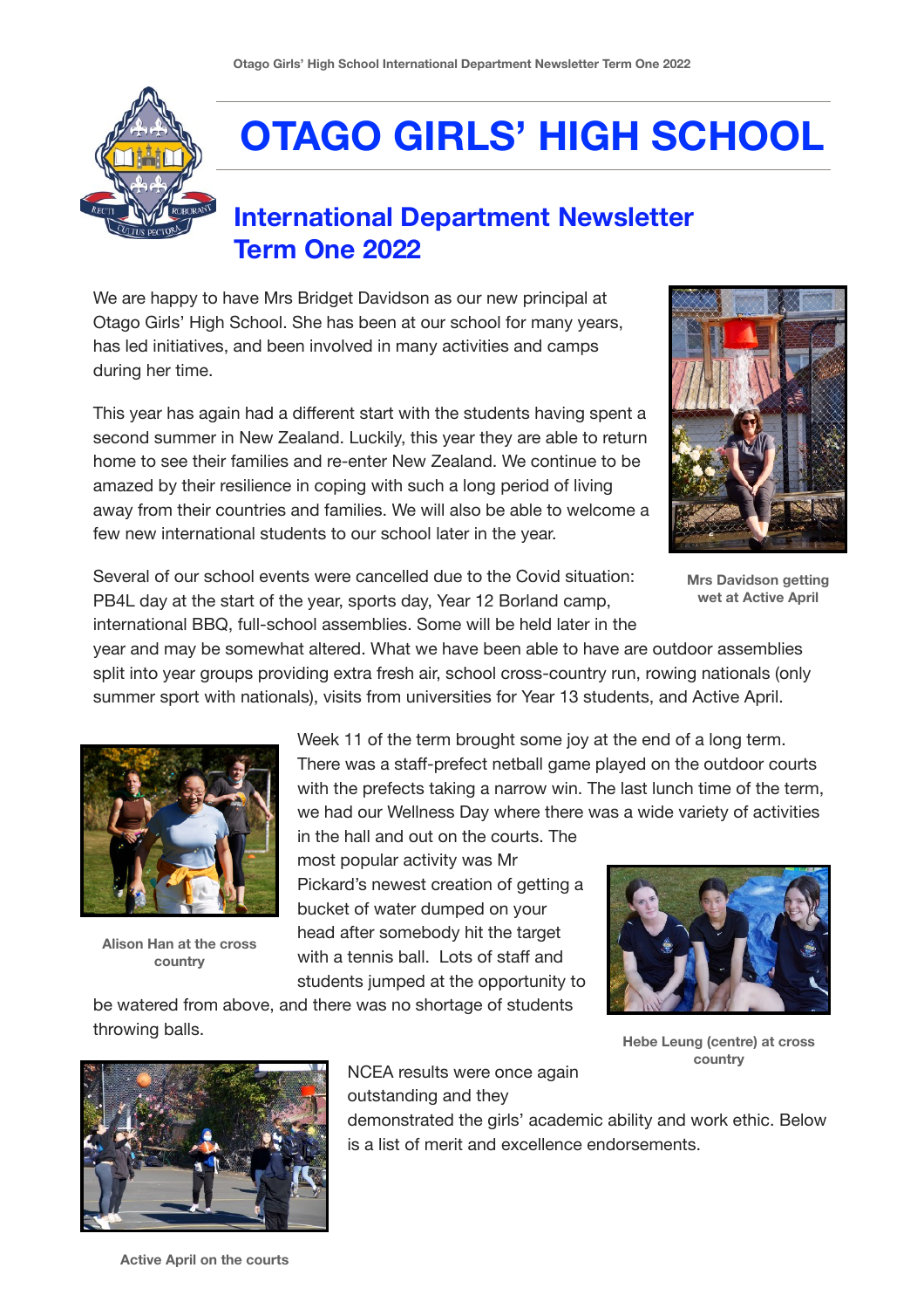# OTAGO GIRLS' HIGH SCHOOL

## International Department Newsletter Term One 2022

We are happy to have Mrs Bridget Davidson as our new principal at Otago Girls' High School. She has been at our school for many years, has led initiatives, and been involved in many activities and camps during her time.

This year has again had a different start with the students having spent a second summer in New Zealand. Luckily, this year they are able to return home to see their families and re-enter New Zealand. We continue to be amazed by their resilience in coping with such a long period of living away from their countries and families. We will also be able to welcome a few new international students to our school later in the year.

Mrs Davidson getting wet at Active April

Several of our school events were cancelled due to the Covid situation: PB4L day at the start of the year, sports day, Year 12 Borland camp, international BBQ, full-school assemblies. Some will be held later in the year and may be somewhat altered. What we have been able to have are outdoor assemblies split into year groups providing extra fresh air, school cross-country run, rowing nationals (only summer sport with nationals), visits from universities for Year 13 students, and Active April.

Alison Han at the cross country

Week 11 of the term brought some joy at the end of a long term. There was a staff-prefect netball game played on the outdoor courts with the prefects taking a narrow win. The last lunch time of the term, we had our Wellness Day where there was a wide variety of activities in the hall and out on the courts. The most popular activity was Mr Pickard's newest creation of getting a bucket of water dumped on your head after somebody hit the target with a tennis ball. Lots of staff and students jumped at the opportunity to be watered from above, and there was no shortage of students throwing balls.

Hebe Leung (centre) at cross country

NCEA results were once again outstanding and they demonstrated the girls' academic ability and work ethic. Below is a list of merit and excellence endorsements.

Active April on the courts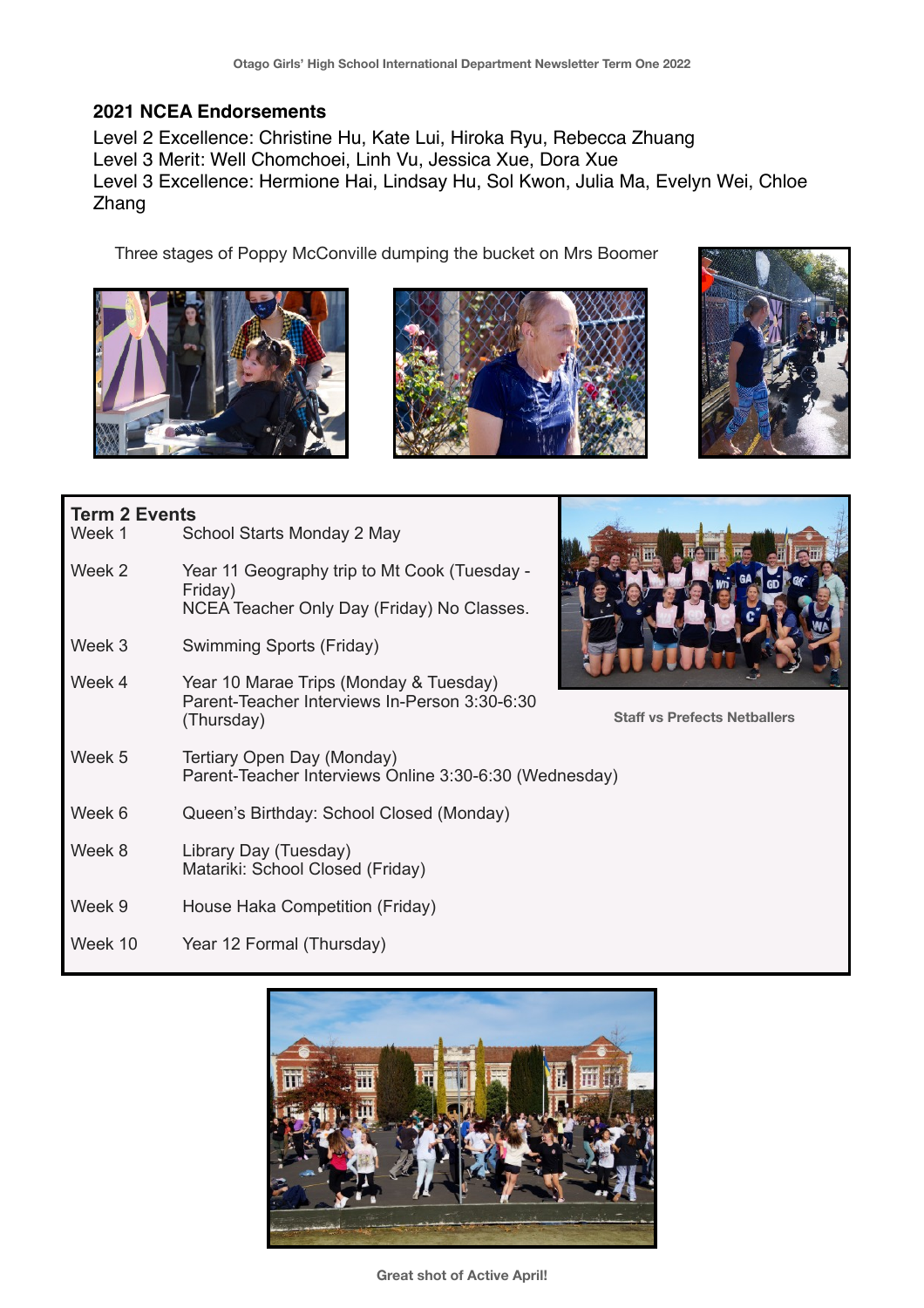## 2021 NCEA Endorsements

Level 2 Excellence: Christine Hu, Kate Lui, Hiroka Ryu, Rebecca Zhuang
Level 3 Merit: Well Chomchoei, Linh Vu, Jessica Xue, Dora Xue
Level 3 Excellence: Hermione Hai, Lindsay Hu, Sol Kwon, Julia Ma, Evelyn Wei, Chloe Zhang

Three stages of Poppy McConville dumping the bucket on Mrs Boomer

## Term 2 Events

| | |
|---|---|
| Week 1 | School Starts Monday 2 May |
| Week 2 | Year 11 Geography trip to Mt Cook (Tuesday - Friday)<br>NCEA Teacher Only Day (Friday) No Classes. |
| Week 3 | Swimming Sports (Friday) |
| Week 4 | Year 10 Marae Trips (Monday & Tuesday)<br>Parent-Teacher Interviews In-Person 3:30-6:30 (Thursday) |
| Week 5 | Tertiary Open Day (Monday)<br>Parent-Teacher Interviews Online 3:30-6:30 (Wednesday) |
| Week 6 | Queen's Birthday: School Closed (Monday) |
| Week 8 | Library Day (Tuesday)<br>Matariki: School Closed (Friday) |
| Week 9 | House Haka Competition (Friday) |
| Week 10 | Year 12 Formal (Thursday) |

**Staff vs Prefects Netballers**

**Great shot of Active April!**